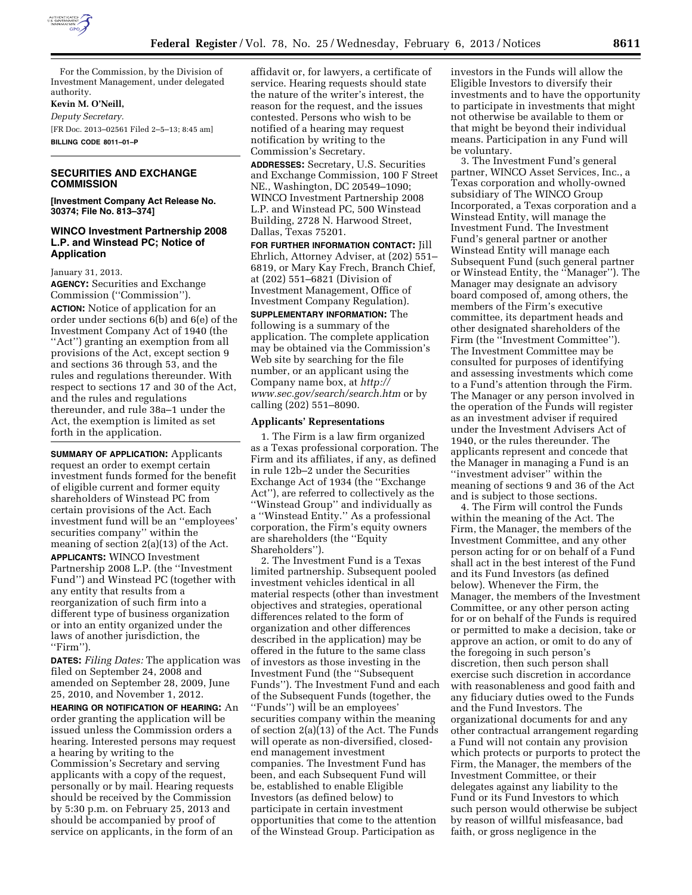For the Commission, by the Division of Investment Management, under delegated authority.

**Kevin M. O'Neill,**

*Deputy Secretary.*

[FR Doc. 2013–02561 Filed 2–5–13; 8:45 am]

**BILLING CODE 8011–01–P**

## SECURITIES AND EXCHANGE COMMISSION

**[Investment Company Act Release No. 30374; File No. 813–374]**

### WINCO Investment Partnership 2008 L.P. and Winstead PC; Notice of Application

January 31, 2013.

**AGENCY:** Securities and Exchange Commission ("Commission").

**ACTION:** Notice of application for an order under sections 6(b) and 6(e) of the Investment Company Act of 1940 (the "Act") granting an exemption from all provisions of the Act, except section 9 and sections 36 through 53, and the rules and regulations thereunder. With respect to sections 17 and 30 of the Act, and the rules and regulations thereunder, and rule 38a–1 under the Act, the exemption is limited as set forth in the application.

**SUMMARY OF APPLICATION:** Applicants request an order to exempt certain investment funds formed for the benefit of eligible current and former equity shareholders of Winstead PC from certain provisions of the Act. Each investment fund will be an "employees' securities company" within the meaning of section 2(a)(13) of the Act.

**APPLICANTS:** WINCO Investment Partnership 2008 L.P. (the "Investment Fund") and Winstead PC (together with any entity that results from a reorganization of such firm into a different type of business organization or into an entity organized under the laws of another jurisdiction, the "Firm").

**DATES:** *Filing Dates:* The application was filed on September 24, 2008 and amended on September 28, 2009, June 25, 2010, and November 1, 2012.

**HEARING OR NOTIFICATION OF HEARING:** An order granting the application will be issued unless the Commission orders a hearing. Interested persons may request a hearing by writing to the Commission's Secretary and serving applicants with a copy of the request, personally or by mail. Hearing requests should be received by the Commission by 5:30 p.m. on February 25, 2013 and should be accompanied by proof of service on applicants, in the form of an affidavit or, for lawyers, a certificate of service. Hearing requests should state the nature of the writer's interest, the reason for the request, and the issues contested. Persons who wish to be notified of a hearing may request notification by writing to the Commission's Secretary.

**ADDRESSES:** Secretary, U.S. Securities and Exchange Commission, 100 F Street NE., Washington, DC 20549–1090; WINCO Investment Partnership 2008 L.P. and Winstead PC, 500 Winstead Building, 2728 N. Harwood Street, Dallas, Texas 75201.

**FOR FURTHER INFORMATION CONTACT:** Jill Ehrlich, Attorney Adviser, at (202) 551–6819, or Mary Kay Frech, Branch Chief, at (202) 551–6821 (Division of Investment Management, Office of Investment Company Regulation).

**SUPPLEMENTARY INFORMATION:** The following is a summary of the application. The complete application may be obtained via the Commission's Web site by searching for the file number, or an applicant using the Company name box, at *http://www.sec.gov/search/search.htm* or by calling (202) 551–8090.

#### Applicants' Representations

1. The Firm is a law firm organized as a Texas professional corporation. The Firm and its affiliates, if any, as defined in rule 12b–2 under the Securities Exchange Act of 1934 (the "Exchange Act"), are referred to collectively as the "Winstead Group" and individually as a "Winstead Entity." As a professional corporation, the Firm's equity owners are shareholders (the "Equity Shareholders").

2. The Investment Fund is a Texas limited partnership. Subsequent pooled investment vehicles identical in all material respects (other than investment objectives and strategies, operational differences related to the form of organization and other differences described in the application) may be offered in the future to the same class of investors as those investing in the Investment Fund (the "Subsequent Funds"). The Investment Fund and each of the Subsequent Funds (together, the "Funds") will be an employees' securities company within the meaning of section 2(a)(13) of the Act. The Funds will operate as non-diversified, closed-end management investment companies. The Investment Fund has been, and each Subsequent Fund will be, established to enable Eligible Investors (as defined below) to participate in certain investment opportunities that come to the attention of the Winstead Group. Participation as investors in the Funds will allow the Eligible Investors to diversify their investments and to have the opportunity to participate in investments that might not otherwise be available to them or that might be beyond their individual means. Participation in any Fund will be voluntary.

3. The Investment Fund's general partner, WINCO Asset Services, Inc., a Texas corporation and wholly-owned subsidiary of The WINCO Group Incorporated, a Texas corporation and a Winstead Entity, will manage the Investment Fund. The Investment Fund's general partner or another Winstead Entity will manage each Subsequent Fund (such general partner or Winstead Entity, the "Manager"). The Manager may designate an advisory board composed of, among others, the members of the Firm's executive committee, its department heads and other designated shareholders of the Firm (the "Investment Committee"). The Investment Committee may be consulted for purposes of identifying and assessing investments which come to a Fund's attention through the Firm. The Manager or any person involved in the operation of the Funds will register as an investment adviser if required under the Investment Advisers Act of 1940, or the rules thereunder. The applicants represent and concede that the Manager in managing a Fund is an "investment adviser" within the meaning of sections 9 and 36 of the Act and is subject to those sections.

4. The Firm will control the Funds within the meaning of the Act. The Firm, the Manager, the members of the Investment Committee, and any other person acting for or on behalf of a Fund shall act in the best interest of the Fund and its Fund Investors (as defined below). Whenever the Firm, the Manager, the members of the Investment Committee, or any other person acting for or on behalf of the Funds is required or permitted to make a decision, take or approve an action, or omit to do any of the foregoing in such person's discretion, then such person shall exercise such discretion in accordance with reasonableness and good faith and any fiduciary duties owed to the Funds and the Fund Investors. The organizational documents for and any other contractual arrangement regarding a Fund will not contain any provision which protects or purports to protect the Firm, the Manager, the members of the Investment Committee, or their delegates against any liability to the Fund or its Fund Investors to which such person would otherwise be subject by reason of willful misfeasance, bad faith, or gross negligence in the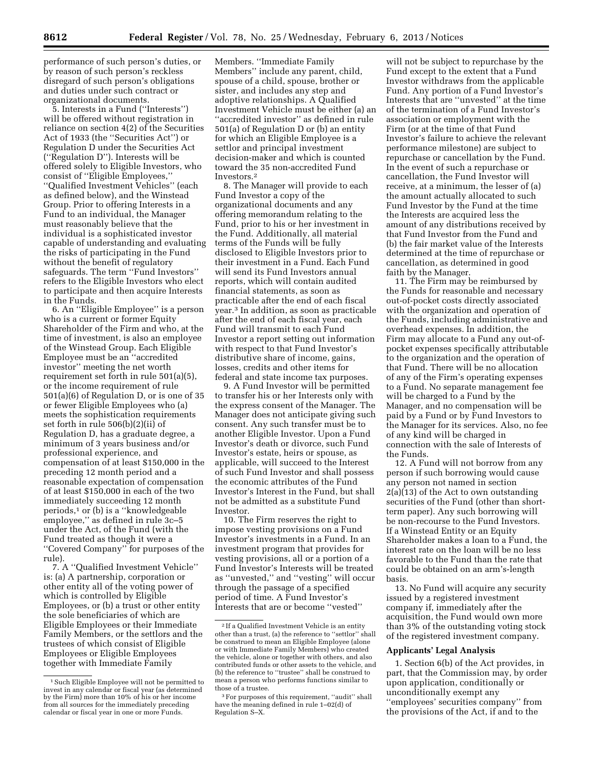performance of such person's duties, or by reason of such person's reckless disregard of such person's obligations and duties under such contract or organizational documents.

5. Interests in a Fund (''Interests'') will be offered without registration in reliance on section 4(2) of the Securities Act of 1933 (the ''Securities Act'') or Regulation D under the Securities Act (''Regulation D''). Interests will be offered solely to Eligible Investors, who consist of ''Eligible Employees,'' ''Qualified Investment Vehicles'' (each as defined below), and the Winstead Group. Prior to offering Interests in a Fund to an individual, the Manager must reasonably believe that the individual is a sophisticated investor capable of understanding and evaluating the risks of participating in the Fund without the benefit of regulatory safeguards. The term ''Fund Investors'' refers to the Eligible Investors who elect to participate and then acquire Interests in the Funds.

6. An ''Eligible Employee'' is a person who is a current or former Equity Shareholder of the Firm and who, at the time of investment, is also an employee of the Winstead Group. Each Eligible Employee must be an ''accredited investor'' meeting the net worth requirement set forth in rule 501(a)(5), or the income requirement of rule 501(a)(6) of Regulation D, or is one of 35 or fewer Eligible Employees who (a) meets the sophistication requirements set forth in rule 506(b)(2)(ii) of Regulation D, has a graduate degree, a minimum of 3 years business and/or professional experience, and compensation of at least $150,000 in the preceding 12 month period and a reasonable expectation of compensation of at least $150,000 in each of the two immediately succeeding 12 month periods,[1] or (b) is a ''knowledgeable employee,'' as defined in rule 3c–5 under the Act, of the Fund (with the Fund treated as though it were a ''Covered Company'' for purposes of the rule).

7. A ''Qualified Investment Vehicle'' is: (a) A partnership, corporation or other entity all of the voting power of which is controlled by Eligible Employees, or (b) a trust or other entity the sole beneficiaries of which are Eligible Employees or their Immediate Family Members, or the settlors and the trustees of which consist of Eligible Employees or Eligible Employees together with Immediate Family Members. ''Immediate Family Members'' include any parent, child, spouse of a child, spouse, brother or sister, and includes any step and adoptive relationships. A Qualified Investment Vehicle must be either (a) an ''accredited investor'' as defined in rule 501(a) of Regulation D or (b) an entity for which an Eligible Employee is a settlor and principal investment decision-maker and which is counted toward the 35 non-accredited Fund Investors.[2]

8. The Manager will provide to each Fund Investor a copy of the organizational documents and any offering memorandum relating to the Fund, prior to his or her investment in the Fund. Additionally, all material terms of the Funds will be fully disclosed to Eligible Investors prior to their investment in a Fund. Each Fund will send its Fund Investors annual reports, which will contain audited financial statements, as soon as practicable after the end of each fiscal year.[3] In addition, as soon as practicable after the end of each fiscal year, each Fund will transmit to each Fund Investor a report setting out information with respect to that Fund Investor's distributive share of income, gains, losses, credits and other items for federal and state income tax purposes.

9. A Fund Investor will be permitted to transfer his or her Interests only with the express consent of the Manager. The Manager does not anticipate giving such consent. Any such transfer must be to another Eligible Investor. Upon a Fund Investor's death or divorce, such Fund Investor's estate, heirs or spouse, as applicable, will succeed to the Interest of such Fund Investor and shall possess the economic attributes of the Fund Investor's Interest in the Fund, but shall not be admitted as a substitute Fund Investor.

10. The Firm reserves the right to impose vesting provisions on a Fund Investor's investments in a Fund. In an investment program that provides for vesting provisions, all or a portion of a Fund Investor's Interests will be treated as ''unvested,'' and ''vesting'' will occur through the passage of a specified period of time. A Fund Investor's Interests that are or become ''vested'' will not be subject to repurchase by the Fund except to the extent that a Fund Investor withdraws from the applicable Fund. Any portion of a Fund Investor's Interests that are ''unvested'' at the time of the termination of a Fund Investor's association or employment with the Firm (or at the time of that Fund Investor's failure to achieve the relevant performance milestone) are subject to repurchase or cancellation by the Fund. In the event of such a repurchase or cancellation, the Fund Investor will receive, at a minimum, the lesser of (a) the amount actually allocated to such Fund Investor by the Fund at the time the Interests are acquired less the amount of any distributions received by that Fund Investor from the Fund and (b) the fair market value of the Interests determined at the time of repurchase or cancellation, as determined in good faith by the Manager.

11. The Firm may be reimbursed by the Funds for reasonable and necessary out-of-pocket costs directly associated with the organization and operation of the Funds, including administrative and overhead expenses. In addition, the Firm may allocate to a Fund any out-of-pocket expenses specifically attributable to the organization and the operation of that Fund. There will be no allocation of any of the Firm's operating expenses to a Fund. No separate management fee will be charged to a Fund by the Manager, and no compensation will be paid by a Fund or by Fund Investors to the Manager for its services. Also, no fee of any kind will be charged in connection with the sale of Interests of the Funds.

12. A Fund will not borrow from any person if such borrowing would cause any person not named in section 2(a)(13) of the Act to own outstanding securities of the Fund (other than short-term paper). Any such borrowing will be non-recourse to the Fund Investors. If a Winstead Entity or an Equity Shareholder makes a loan to a Fund, the interest rate on the loan will be no less favorable to the Fund than the rate that could be obtained on an arm's-length basis.

13. No Fund will acquire any security issued by a registered investment company if, immediately after the acquisition, the Fund would own more than 3% of the outstanding voting stock of the registered investment company.

## Applicants' Legal Analysis

1. Section 6(b) of the Act provides, in part, that the Commission may, by order upon application, conditionally or unconditionally exempt any ''employees' securities company'' from the provisions of the Act, if and to the

[1] Such Eligible Employee will not be permitted to invest in any calendar or fiscal year (as determined by the Firm) more than 10% of his or her income from all sources for the immediately preceding calendar or fiscal year in one or more Funds.

[2] If a Qualified Investment Vehicle is an entity other than a trust, (a) the reference to ''settlor'' shall be construed to mean an Eligible Employee (alone or with Immediate Family Members) who created the vehicle, alone or together with others, and also contributed funds or other assets to the vehicle, and (b) the reference to ''trustee'' shall be construed to mean a person who performs functions similar to those of a trustee.

[3] For purposes of this requirement, ''audit'' shall have the meaning defined in rule 1–02(d) of Regulation S–X.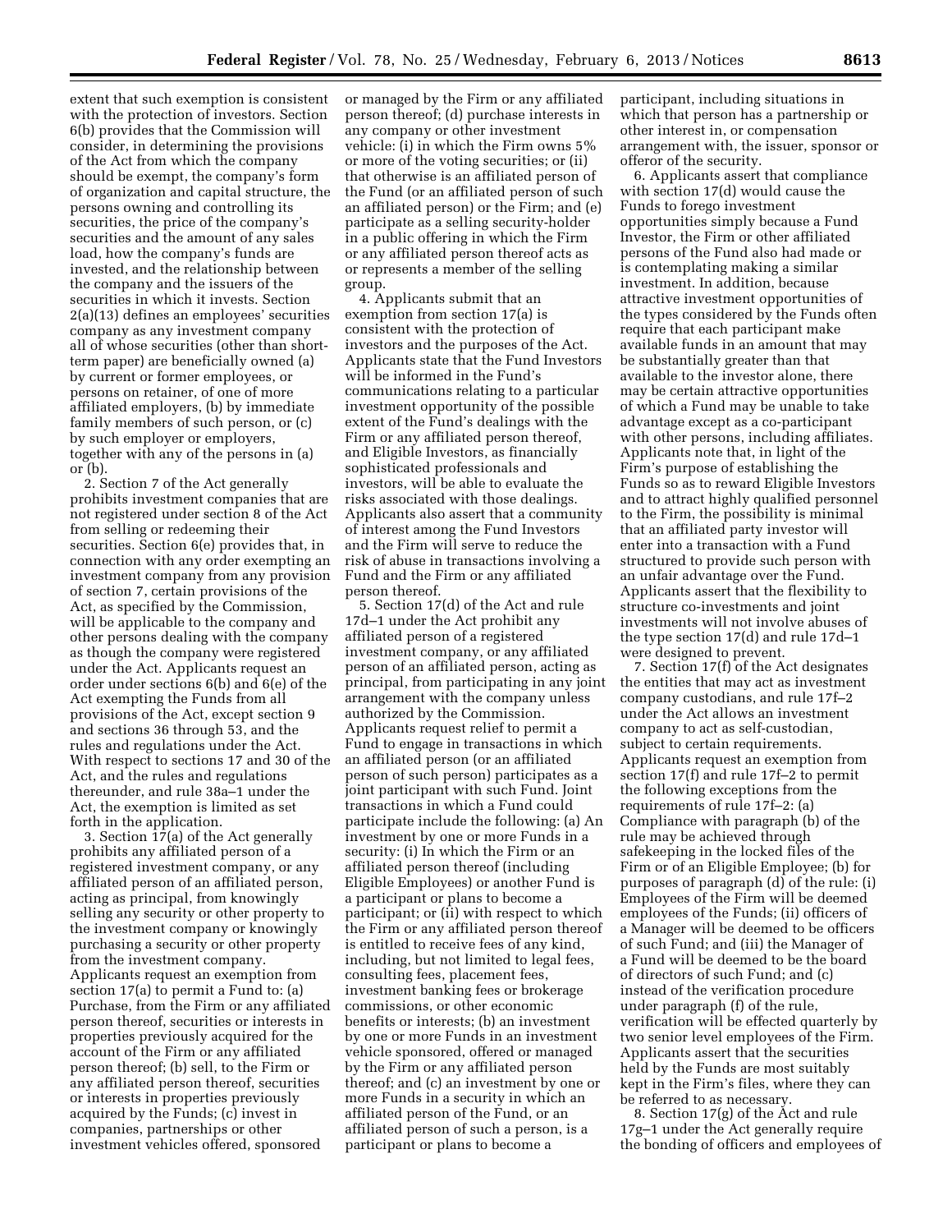extent that such exemption is consistent with the protection of investors. Section 6(b) provides that the Commission will consider, in determining the provisions of the Act from which the company should be exempt, the company's form of organization and capital structure, the persons owning and controlling its securities, the price of the company's securities and the amount of any sales load, how the company's funds are invested, and the relationship between the company and the issuers of the securities in which it invests. Section 2(a)(13) defines an employees' securities company as any investment company all of whose securities (other than short-term paper) are beneficially owned (a) by current or former employees, or persons on retainer, of one of more affiliated employers, (b) by immediate family members of such person, or (c) by such employer or employers, together with any of the persons in (a) or (b).

2. Section 7 of the Act generally prohibits investment companies that are not registered under section 8 of the Act from selling or redeeming their securities. Section 6(e) provides that, in connection with any order exempting an investment company from any provision of section 7, certain provisions of the Act, as specified by the Commission, will be applicable to the company and other persons dealing with the company as though the company were registered under the Act. Applicants request an order under sections 6(b) and 6(e) of the Act exempting the Funds from all provisions of the Act, except section 9 and sections 36 through 53, and the rules and regulations under the Act. With respect to sections 17 and 30 of the Act, and the rules and regulations thereunder, and rule 38a–1 under the Act, the exemption is limited as set forth in the application.

3. Section 17(a) of the Act generally prohibits any affiliated person of a registered investment company, or any affiliated person of an affiliated person, acting as principal, from knowingly selling any security or other property to the investment company or knowingly purchasing a security or other property from the investment company. Applicants request an exemption from section 17(a) to permit a Fund to: (a) Purchase, from the Firm or any affiliated person thereof, securities or interests in properties previously acquired for the account of the Firm or any affiliated person thereof; (b) sell, to the Firm or any affiliated person thereof, securities or interests in properties previously acquired by the Funds; (c) invest in companies, partnerships or other investment vehicles offered, sponsored or managed by the Firm or any affiliated person thereof; (d) purchase interests in any company or other investment vehicle: (i) in which the Firm owns 5% or more of the voting securities; or (ii) that otherwise is an affiliated person of the Fund (or an affiliated person of such an affiliated person) or the Firm; and (e) participate as a selling security-holder in a public offering in which the Firm or any affiliated person thereof acts as or represents a member of the selling group.

4. Applicants submit that an exemption from section 17(a) is consistent with the protection of investors and the purposes of the Act. Applicants state that the Fund Investors will be informed in the Fund's communications relating to a particular investment opportunity of the possible extent of the Fund's dealings with the Firm or any affiliated person thereof, and Eligible Investors, as financially sophisticated professionals and investors, will be able to evaluate the risks associated with those dealings. Applicants also assert that a community of interest among the Fund Investors and the Firm will serve to reduce the risk of abuse in transactions involving a Fund and the Firm or any affiliated person thereof.

5. Section 17(d) of the Act and rule 17d–1 under the Act prohibit any affiliated person of a registered investment company, or any affiliated person of an affiliated person, acting as principal, from participating in any joint arrangement with the company unless authorized by the Commission. Applicants request relief to permit a Fund to engage in transactions in which an affiliated person (or an affiliated person of such person) participates as a joint participant with such Fund. Joint transactions in which a Fund could participate include the following: (a) An investment by one or more Funds in a security: (i) In which the Firm or an affiliated person thereof (including Eligible Employees) or another Fund is a participant or plans to become a participant; or (ii) with respect to which the Firm or any affiliated person thereof is entitled to receive fees of any kind, including, but not limited to legal fees, consulting fees, placement fees, investment banking fees or brokerage commissions, or other economic benefits or interests; (b) an investment by one or more Funds in an investment vehicle sponsored, offered or managed by the Firm or any affiliated person thereof; and (c) an investment by one or more Funds in a security in which an affiliated person of the Fund, or an affiliated person of such a person, is a participant or plans to become a participant, including situations in which that person has a partnership or other interest in, or compensation arrangement with, the issuer, sponsor or offeror of the security.

6. Applicants assert that compliance with section 17(d) would cause the Funds to forego investment opportunities simply because a Fund Investor, the Firm or other affiliated persons of the Fund also had made or is contemplating making a similar investment. In addition, because attractive investment opportunities of the types considered by the Funds often require that each participant make available funds in an amount that may be substantially greater than that available to the investor alone, there may be certain attractive opportunities of which a Fund may be unable to take advantage except as a co-participant with other persons, including affiliates. Applicants note that, in light of the Firm's purpose of establishing the Funds so as to reward Eligible Investors and to attract highly qualified personnel to the Firm, the possibility is minimal that an affiliated party investor will enter into a transaction with a Fund structured to provide such person with an unfair advantage over the Fund. Applicants assert that the flexibility to structure co-investments and joint investments will not involve abuses of the type section 17(d) and rule 17d–1 were designed to prevent.

7. Section 17(f) of the Act designates the entities that may act as investment company custodians, and rule 17f–2 under the Act allows an investment company to act as self-custodian, subject to certain requirements. Applicants request an exemption from section 17(f) and rule 17f–2 to permit the following exceptions from the requirements of rule 17f–2: (a) Compliance with paragraph (b) of the rule may be achieved through safekeeping in the locked files of the Firm or of an Eligible Employee; (b) for purposes of paragraph (d) of the rule: (i) Employees of the Firm will be deemed employees of the Funds; (ii) officers of a Manager will be deemed to be officers of such Fund; and (iii) the Manager of a Fund will be deemed to be the board of directors of such Fund; and (c) instead of the verification procedure under paragraph (f) of the rule, verification will be effected quarterly by two senior level employees of the Firm. Applicants assert that the securities held by the Funds are most suitably kept in the Firm's files, where they can be referred to as necessary.

8. Section 17(g) of the Act and rule 17g–1 under the Act generally require the bonding of officers and employees of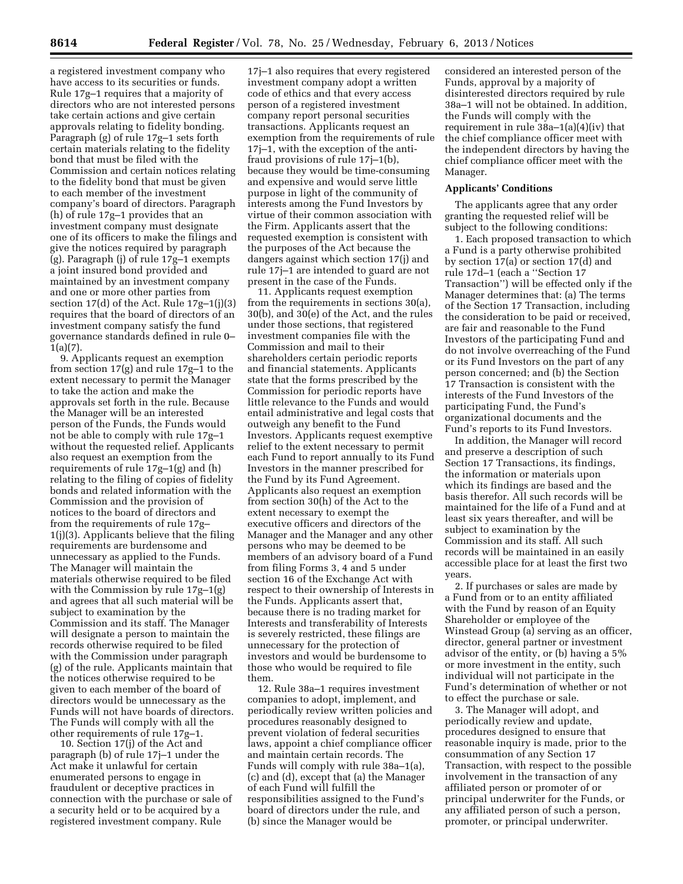a registered investment company who have access to its securities or funds. Rule 17g–1 requires that a majority of directors who are not interested persons take certain actions and give certain approvals relating to fidelity bonding. Paragraph (g) of rule 17g–1 sets forth certain materials relating to the fidelity bond that must be filed with the Commission and certain notices relating to the fidelity bond that must be given to each member of the investment company's board of directors. Paragraph (h) of rule 17g–1 provides that an investment company must designate one of its officers to make the filings and give the notices required by paragraph (g). Paragraph (j) of rule 17g–1 exempts a joint insured bond provided and maintained by an investment company and one or more other parties from section 17(d) of the Act. Rule 17g–1(j)(3) requires that the board of directors of an investment company satisfy the fund governance standards defined in rule 0–1(a)(7).

9. Applicants request an exemption from section 17(g) and rule 17g–1 to the extent necessary to permit the Manager to take the action and make the approvals set forth in the rule. Because the Manager will be an interested person of the Funds, the Funds would not be able to comply with rule 17g–1 without the requested relief. Applicants also request an exemption from the requirements of rule 17g–1(g) and (h) relating to the filing of copies of fidelity bonds and related information with the Commission and the provision of notices to the board of directors and from the requirements of rule 17g–1(j)(3). Applicants believe that the filing requirements are burdensome and unnecessary as applied to the Funds. The Manager will maintain the materials otherwise required to be filed with the Commission by rule 17g–1(g) and agrees that all such material will be subject to examination by the Commission and its staff. The Manager will designate a person to maintain the records otherwise required to be filed with the Commission under paragraph (g) of the rule. Applicants maintain that the notices otherwise required to be given to each member of the board of directors would be unnecessary as the Funds will not have boards of directors. The Funds will comply with all the other requirements of rule 17g–1.

10. Section 17(j) of the Act and paragraph (b) of rule 17j–1 under the Act make it unlawful for certain enumerated persons to engage in fraudulent or deceptive practices in connection with the purchase or sale of a security held or to be acquired by a registered investment company. Rule 17j–1 also requires that every registered investment company adopt a written code of ethics and that every access person of a registered investment company report personal securities transactions. Applicants request an exemption from the requirements of rule 17j–1, with the exception of the anti-fraud provisions of rule 17j–1(b), because they would be time-consuming and expensive and would serve little purpose in light of the community of interests among the Fund Investors by virtue of their common association with the Firm. Applicants assert that the requested exemption is consistent with the purposes of the Act because the dangers against which section 17(j) and rule 17j–1 are intended to guard are not present in the case of the Funds.

11. Applicants request exemption from the requirements in sections 30(a), 30(b), and 30(e) of the Act, and the rules under those sections, that registered investment companies file with the Commission and mail to their shareholders certain periodic reports and financial statements. Applicants state that the forms prescribed by the Commission for periodic reports have little relevance to the Funds and would entail administrative and legal costs that outweigh any benefit to the Fund Investors. Applicants request exemptive relief to the extent necessary to permit each Fund to report annually to its Fund Investors in the manner prescribed for the Fund by its Fund Agreement. Applicants also request an exemption from section 30(h) of the Act to the extent necessary to exempt the executive officers and directors of the Manager and the Manager and any other persons who may be deemed to be members of an advisory board of a Fund from filing Forms 3, 4 and 5 under section 16 of the Exchange Act with respect to their ownership of Interests in the Funds. Applicants assert that, because there is no trading market for Interests and transferability of Interests is severely restricted, these filings are unnecessary for the protection of investors and would be burdensome to those who would be required to file them.

12. Rule 38a–1 requires investment companies to adopt, implement, and periodically review written policies and procedures reasonably designed to prevent violation of federal securities laws, appoint a chief compliance officer and maintain certain records. The Funds will comply with rule 38a–1(a), (c) and (d), except that (a) the Manager of each Fund will fulfill the responsibilities assigned to the Fund's board of directors under the rule, and (b) since the Manager would be considered an interested person of the Funds, approval by a majority of disinterested directors required by rule 38a–1 will not be obtained. In addition, the Funds will comply with the requirement in rule 38a–1(a)(4)(iv) that the chief compliance officer meet with the independent directors by having the chief compliance officer meet with the Manager.

**Applicants' Conditions**

The applicants agree that any order granting the requested relief will be subject to the following conditions:

1. Each proposed transaction to which a Fund is a party otherwise prohibited by section 17(a) or section 17(d) and rule 17d–1 (each a "Section 17 Transaction") will be effected only if the Manager determines that: (a) The terms of the Section 17 Transaction, including the consideration to be paid or received, are fair and reasonable to the Fund Investors of the participating Fund and do not involve overreaching of the Fund or its Fund Investors on the part of any person concerned; and (b) the Section 17 Transaction is consistent with the interests of the Fund Investors of the participating Fund, the Fund's organizational documents and the Fund's reports to its Fund Investors.

In addition, the Manager will record and preserve a description of such Section 17 Transactions, its findings, the information or materials upon which its findings are based and the basis therefor. All such records will be maintained for the life of a Fund and at least six years thereafter, and will be subject to examination by the Commission and its staff. All such records will be maintained in an easily accessible place for at least the first two years.

2. If purchases or sales are made by a Fund from or to an entity affiliated with the Fund by reason of an Equity Shareholder or employee of the Winstead Group (a) serving as an officer, director, general partner or investment advisor of the entity, or (b) having a 5% or more investment in the entity, such individual will not participate in the Fund's determination of whether or not to effect the purchase or sale.

3. The Manager will adopt, and periodically review and update, procedures designed to ensure that reasonable inquiry is made, prior to the consummation of any Section 17 Transaction, with respect to the possible involvement in the transaction of any affiliated person or promoter of or principal underwriter for the Funds, or any affiliated person of such a person, promoter, or principal underwriter.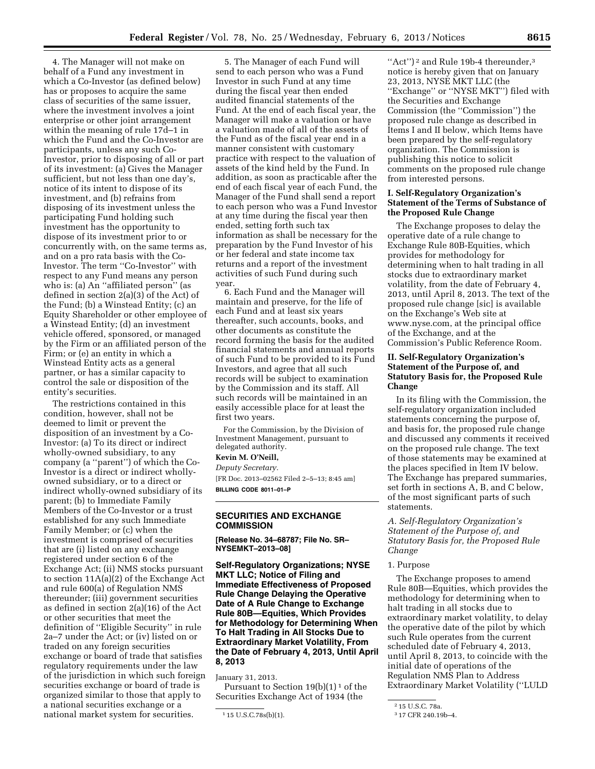4. The Manager will not make on behalf of a Fund any investment in which a Co-Investor (as defined below) has or proposes to acquire the same class of securities of the same issuer, where the investment involves a joint enterprise or other joint arrangement within the meaning of rule 17d–1 in which the Fund and the Co-Investor are participants, unless any such Co-Investor, prior to disposing of all or part of its investment: (a) Gives the Manager sufficient, but not less than one day's, notice of its intent to dispose of its investment, and (b) refrains from disposing of its investment unless the participating Fund holding such investment has the opportunity to dispose of its investment prior to or concurrently with, on the same terms as, and on a pro rata basis with the Co-Investor. The term ''Co-Investor'' with respect to any Fund means any person who is: (a) An ''affiliated person'' (as defined in section 2(a)(3) of the Act) of the Fund; (b) a Winstead Entity; (c) an Equity Shareholder or other employee of a Winstead Entity; (d) an investment vehicle offered, sponsored, or managed by the Firm or an affiliated person of the Firm; or (e) an entity in which a Winstead Entity acts as a general partner, or has a similar capacity to control the sale or disposition of the entity's securities.

The restrictions contained in this condition, however, shall not be deemed to limit or prevent the disposition of an investment by a Co-Investor: (a) To its direct or indirect wholly-owned subsidiary, to any company (a ''parent'') of which the Co-Investor is a direct or indirect wholly-owned subsidiary, or to a direct or indirect wholly-owned subsidiary of its parent; (b) to Immediate Family Members of the Co-Investor or a trust established for any such Immediate Family Member; or (c) when the investment is comprised of securities that are (i) listed on any exchange registered under section 6 of the Exchange Act; (ii) NMS stocks pursuant to section 11A(a)(2) of the Exchange Act and rule 600(a) of Regulation NMS thereunder; (iii) government securities as defined in section 2(a)(16) of the Act or other securities that meet the definition of ''Eligible Security'' in rule 2a–7 under the Act; or (iv) listed on or traded on any foreign securities exchange or board of trade that satisfies regulatory requirements under the law of the jurisdiction in which such foreign securities exchange or board of trade is organized similar to those that apply to a national securities exchange or a national market system for securities.

5. The Manager of each Fund will send to each person who was a Fund Investor in such Fund at any time during the fiscal year then ended audited financial statements of the Fund. At the end of each fiscal year, the Manager will make a valuation or have a valuation made of all of the assets of the Fund as of the fiscal year end in a manner consistent with customary practice with respect to the valuation of assets of the kind held by the Fund. In addition, as soon as practicable after the end of each fiscal year of each Fund, the Manager of the Fund shall send a report to each person who was a Fund Investor at any time during the fiscal year then ended, setting forth such tax information as shall be necessary for the preparation by the Fund Investor of his or her federal and state income tax returns and a report of the investment activities of such Fund during such year.

6. Each Fund and the Manager will maintain and preserve, for the life of each Fund and at least six years thereafter, such accounts, books, and other documents as constitute the record forming the basis for the audited financial statements and annual reports of such Fund to be provided to its Fund Investors, and agree that all such records will be subject to examination by the Commission and its staff. All such records will be maintained in an easily accessible place for at least the first two years.

For the Commission, by the Division of Investment Management, pursuant to delegated authority.

**Kevin M. O'Neill,**

*Deputy Secretary.*

[FR Doc. 2013–02562 Filed 2–5–13; 8:45 am]

**BILLING CODE 8011–01–P**

---

## SECURITIES AND EXCHANGE COMMISSION

**[Release No. 34–68787; File No. SR–NYSEMKT–2013–08]**

## Self-Regulatory Organizations; NYSE MKT LLC; Notice of Filing and Immediate Effectiveness of Proposed Rule Change Delaying the Operative Date of A Rule Change to Exchange Rule 80B—Equities, Which Provides for Methodology for Determining When To Halt Trading in All Stocks Due to Extraordinary Market Volatility, From the Date of February 4, 2013, Until April 8, 2013

January 31, 2013.

Pursuant to Section 19(b)(1)[1] of the Securities Exchange Act of 1934 (the ''Act'')[2] and Rule 19b-4 thereunder,[3] notice is hereby given that on January 23, 2013, NYSE MKT LLC (the ''Exchange'' or ''NYSE MKT'') filed with the Securities and Exchange Commission (the ''Commission'') the proposed rule change as described in Items I and II below, which Items have been prepared by the self-regulatory organization. The Commission is publishing this notice to solicit comments on the proposed rule change from interested persons.

### I. Self-Regulatory Organization's Statement of the Terms of Substance of the Proposed Rule Change

The Exchange proposes to delay the operative date of a rule change to Exchange Rule 80B-Equities, which provides for methodology for determining when to halt trading in all stocks due to extraordinary market volatility, from the date of February 4, 2013, until April 8, 2013. The text of the proposed rule change [sic] is available on the Exchange's Web site at www.nyse.com, at the principal office of the Exchange, and at the Commission's Public Reference Room.

### II. Self-Regulatory Organization's Statement of the Purpose of, and Statutory Basis for, the Proposed Rule Change

In its filing with the Commission, the self-regulatory organization included statements concerning the purpose of, and basis for, the proposed rule change and discussed any comments it received on the proposed rule change. The text of those statements may be examined at the places specified in Item IV below. The Exchange has prepared summaries, set forth in sections A, B, and C below, of the most significant parts of such statements.

#### *A. Self-Regulatory Organization's Statement of the Purpose of, and Statutory Basis for, the Proposed Rule Change*

1. Purpose

The Exchange proposes to amend Rule 80B—Equities, which provides the methodology for determining when to halt trading in all stocks due to extraordinary market volatility, to delay the operative date of the pilot by which such Rule operates from the current scheduled date of February 4, 2013, until April 8, 2013, to coincide with the initial date of operations of the Regulation NMS Plan to Address Extraordinary Market Volatility (''LULD

---

[1] 15 U.S.C.78s(b)(1).

[2] 15 U.S.C. 78a.

[3] 17 CFR 240.19b–4.